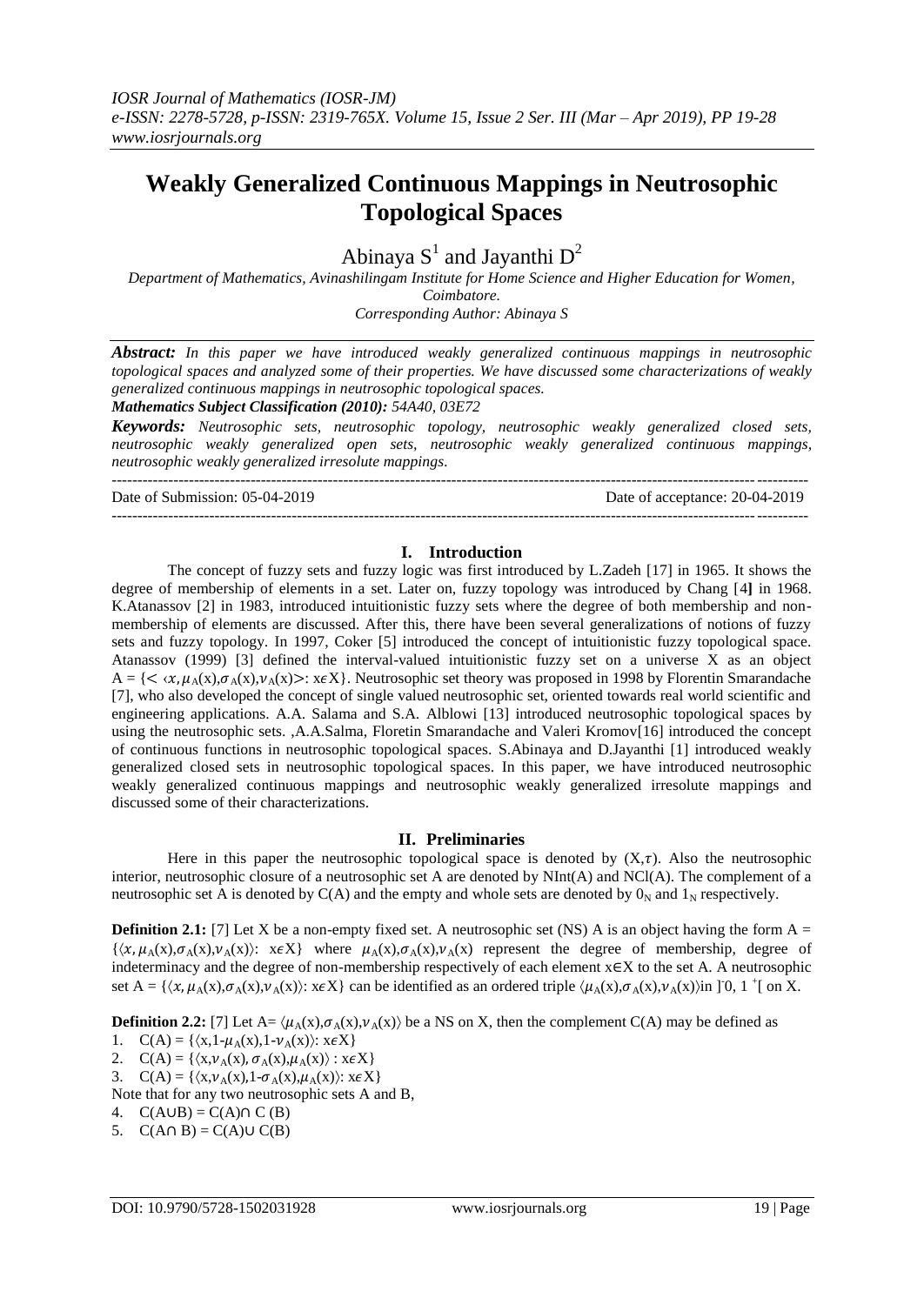# Weakly Generalized Continuous Mappings in Neutrosophic Topological Spaces

Abinaya S[1] and Jayanthi D[2]

*Department of Mathematics, Avinashilingam Institute for Home Science and Higher Education for Women, Coimbatore.*
*Corresponding Author: Abinaya S*

***Abstract:*** *In this paper we have introduced weakly generalized continuous mappings in neutrosophic topological spaces and analyzed some of their properties. We have discussed some characterizations of weakly generalized continuous mappings in neutrosophic topological spaces.*

***Mathematics Subject Classification (2010):*** *54A40, 03E72*

***Keywords:*** *Neutrosophic sets, neutrosophic topology, neutrosophic weakly generalized closed sets, neutrosophic weakly generalized open sets, neutrosophic weakly generalized continuous mappings, neutrosophic weakly generalized irresolute mappings.*

---

Date of Submission: 05-04-2019 Date of acceptance: 20-04-2019

---

## I. Introduction

The concept of fuzzy sets and fuzzy logic was first introduced by L.Zadeh [17] in 1965. It shows the degree of membership of elements in a set. Later on, fuzzy topology was introduced by Chang [4] in 1968. K.Atanassov [2] in 1983, introduced intuitionistic fuzzy sets where the degree of both membership and non-membership of elements are discussed. After this, there have been several generalizations of notions of fuzzy sets and fuzzy topology. In 1997, Coker [5] introduced the concept of intuitionistic fuzzy topological space. Atanassov (1999) [3] defined the interval-valued intuitionistic fuzzy set on a universe X as an object $A = \{< \langle x, \mu_A(x), \sigma_A(x), \nu_A(x) >: x \epsilon X\}$. Neutrosophic set theory was proposed in 1998 by Florentin Smarandache [7], who also developed the concept of single valued neutrosophic set, oriented towards real world scientific and engineering applications. A.A. Salama and S.A. Alblowi [13] introduced neutrosophic topological spaces by using the neutrosophic sets. ,A.A.Salma, Floretin Smarandache and Valeri Kromov[16] introduced the concept of continuous functions in neutrosophic topological spaces. S.Abinaya and D.Jayanthi [1] introduced weakly generalized closed sets in neutrosophic topological spaces. In this paper, we have introduced neutrosophic weakly generalized continuous mappings and neutrosophic weakly generalized irresolute mappings and discussed some of their characterizations.

## II. Preliminaries

Here in this paper the neutrosophic topological space is denoted by $(X,\tau)$. Also the neutrosophic interior, neutrosophic closure of a neutrosophic set A are denoted by NInt(A) and NCl(A). The complement of a neutrosophic set A is denoted by C(A) and the empty and whole sets are denoted by $0_N$ and $1_N$ respectively.

**Definition 2.1:** [7] Let X be a non-empty fixed set. A neutrosophic set (NS) A is an object having the form $A = \{\langle x, \mu_A(x), \sigma_A(x), \nu_A(x)\rangle: x\epsilon X\}$ where $\mu_A(x), \sigma_A(x), \nu_A(x)$ represent the degree of membership, degree of indeterminacy and the degree of non-membership respectively of each element $x \in X$ to the set A. A neutrosophic set $A = \{\langle x, \mu_A(x), \sigma_A(x), \nu_A(x)\rangle: x\epsilon X\}$ can be identified as an ordered triple $\langle \mu_A(x), \sigma_A(x), \nu_A(x)\rangle$in $]^-0, 1^+[$ on X.

**Definition 2.2:** [7] Let $A = \langle \mu_A(x), \sigma_A(x), \nu_A(x)\rangle$ be a NS on X, then the complement C(A) may be defined as

1. $C(A) = \{\langle x, 1-\mu_A(x), 1-\nu_A(x)\rangle: x\epsilon X\}$
2. $C(A) = \{\langle x, \nu_A(x), \sigma_A(x), \mu_A(x)\rangle : x\epsilon X\}$
3. $C(A) = \{\langle x, \nu_A(x), 1-\sigma_A(x), \mu_A(x)\rangle: x\epsilon X\}$

Note that for any two neutrosophic sets A and B,

4. $C(A\cup B) = C(A)\cap C(B)$
5. $C(A\cap B) = C(A)\cup C(B)$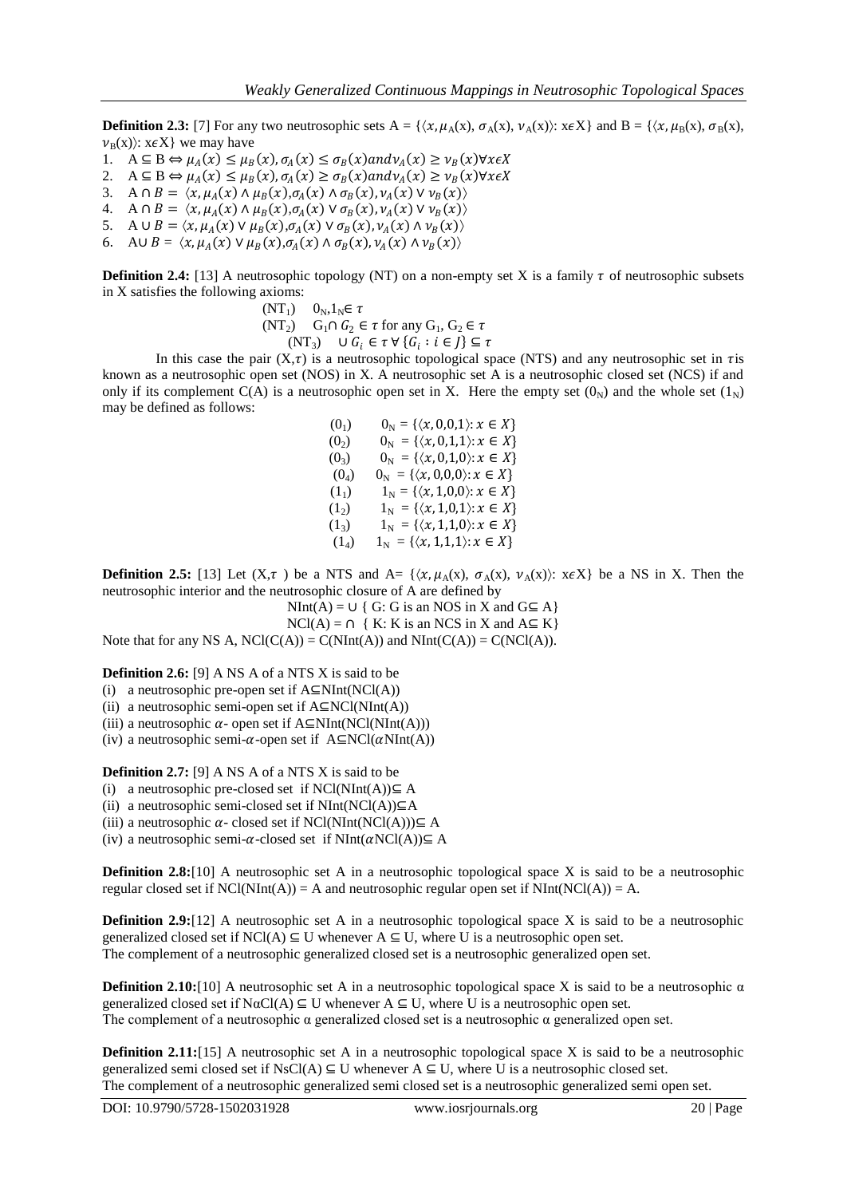**Definition 2.3:** [7] For any two neutrosophic sets A = $\{\langle x, \mu_A(x), \sigma_A(x), \nu_A(x)\rangle : x \epsilon X\}$ and B = $\{\langle x, \mu_B(x), \sigma_B(x), \nu_B(x)\rangle : x\epsilon X\}$ we may have

1. $A \subseteq B \Leftrightarrow \mu_A(x) \leq \mu_B(x), \sigma_A(x) \leq \sigma_B(x) and \nu_A(x) \geq \nu_B(x) \forall x \epsilon X$
2. $A \subseteq B \Leftrightarrow \mu_A(x) \leq \mu_B(x), \sigma_A(x) \geq \sigma_B(x) and \nu_A(x) \geq \nu_B(x) \forall x \epsilon X$
3. $A \cap B = \langle x, \mu_A(x) \wedge \mu_B(x), \sigma_A(x) \wedge \sigma_B(x), \nu_A(x) \vee \nu_B(x)\rangle$
4. $A \cap B = \langle x, \mu_A(x) \wedge \mu_B(x), \sigma_A(x) \vee \sigma_B(x), \nu_A(x) \vee \nu_B(x)\rangle$
5. $A \cup B = \langle x, \mu_A(x) \vee \mu_B(x), \sigma_A(x) \vee \sigma_B(x), \nu_A(x) \wedge \nu_B(x)\rangle$
6. $A \cup B = \langle x, \mu_A(x) \vee \mu_B(x), \sigma_A(x) \wedge \sigma_B(x), \nu_A(x) \wedge \nu_B(x)\rangle$

**Definition 2.4:** [13] A neutrosophic topology (NT) on a non-empty set X is a family $\tau$ of neutrosophic subsets in X satisfies the following axioms:

($NT_1$) $0_N, 1_N \in \tau$

($NT_2$) $G_1 \cap G_2 \in \tau$ for any $G_1, G_2 \in \tau$

($NT_3$) $\cup G_i \in \tau \; \forall \{G_i : i \in J\} \subseteq \tau$

In this case the pair $(X,\tau)$ is a neutrosophic topological space (NTS) and any neutrosophic set in $\tau$ is known as a neutrosophic open set (NOS) in X. A neutrosophic set A is a neutrosophic closed set (NCS) if and only if its complement C(A) is a neutrosophic open set in X. Here the empty set ($0_N$) and the whole set ($1_N$) may be defined as follows:

($0_1$) $0_N = \{\langle x, 0,0,1\rangle : x \in X\}$

($0_2$) $0_N = \{\langle x, 0,1,1\rangle : x \in X\}$

($0_3$) $0_N = \{\langle x, 0,1,0\rangle : x \in X\}$

($0_4$) $0_N = \{\langle x, 0,0,0\rangle : x \in X\}$

($1_1$) $1_N = \{\langle x, 1,0,0\rangle : x \in X\}$

($1_2$) $1_N = \{\langle x, 1,0,1\rangle : x \in X\}$

($1_3$) $1_N = \{\langle x, 1,1,0\rangle : x \in X\}$

($1_4$) $1_N = \{\langle x, 1,1,1\rangle : x \in X\}$

**Definition 2.5:** [13] Let $(X,\tau)$ be a NTS and A= $\{\langle x, \mu_A(x), \sigma_A(x), \nu_A(x)\rangle : x\epsilon X\}$ be a NS in X. Then the neutrosophic interior and the neutrosophic closure of A are defined by

NInt(A) = $\cup$ { G: G is an NOS in X and G$\subseteq$ A}

NCl(A) = $\cap$ { K: K is an NCS in X and A$\subseteq$ K}

Note that for any NS A, NCl(C(A)) = C(NInt(A)) and NInt(C(A)) = C(NCl(A)).

**Definition 2.6:** [9] A NS A of a NTS X is said to be

(i) a neutrosophic pre-open set if A$\subseteq$NInt(NCl(A))
(ii) a neutrosophic semi-open set if A$\subseteq$NCl(NInt(A))
(iii) a neutrosophic $\alpha$- open set if A$\subseteq$NInt(NCl(NInt(A)))
(iv) a neutrosophic semi-$\alpha$-open set if A$\subseteq$NCl($\alpha$NInt(A))

**Definition 2.7:** [9] A NS A of a NTS X is said to be

(i) a neutrosophic pre-closed set if NCl(NInt(A))$\subseteq$ A
(ii) a neutrosophic semi-closed set if NInt(NCl(A))$\subseteq$A
(iii) a neutrosophic $\alpha$- closed set if NCl(NInt(NCl(A)))$\subseteq$ A
(iv) a neutrosophic semi-$\alpha$-closed set if NInt($\alpha$NCl(A))$\subseteq$ A

**Definition 2.8:**[10] A neutrosophic set A in a neutrosophic topological space X is said to be a neutrosophic regular closed set if NCl(NInt(A)) = A and neutrosophic regular open set if NInt(NCl(A)) = A.

**Definition 2.9:**[12] A neutrosophic set A in a neutrosophic topological space X is said to be a neutrosophic generalized closed set if NCl(A) $\subseteq$ U whenever A $\subseteq$ U, where U is a neutrosophic open set.
The complement of a neutrosophic generalized closed set is a neutrosophic generalized open set.

**Definition 2.10:**[10] A neutrosophic set A in a neutrosophic topological space X is said to be a neutrosophic α generalized closed set if NαCl(A) $\subseteq$ U whenever A $\subseteq$ U, where U is a neutrosophic open set.
The complement of a neutrosophic α generalized closed set is a neutrosophic α generalized open set.

**Definition 2.11:**[15] A neutrosophic set A in a neutrosophic topological space X is said to be a neutrosophic generalized semi closed set if NsCl(A) $\subseteq$ U whenever A $\subseteq$ U, where U is a neutrosophic closed set.
The complement of a neutrosophic generalized semi closed set is a neutrosophic generalized semi open set.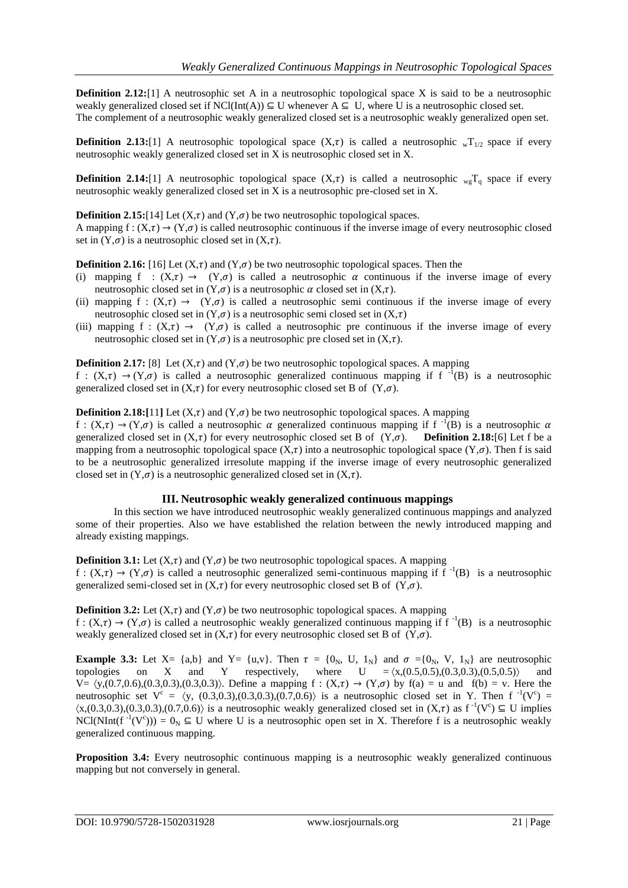**Definition 2.12:**[1] A neutrosophic set A in a neutrosophic topological space X is said to be a neutrosophic weakly generalized closed set if NCl(Int(A)) ⊆ U whenever A ⊆ U, where U is a neutrosophic closed set. The complement of a neutrosophic weakly generalized closed set is a neutrosophic weakly generalized open set.

**Definition 2.13:**[1] A neutrosophic topological space $(X,\tau)$ is called a neutrosophic $_wT_{1/2}$ space if every neutrosophic weakly generalized closed set in X is neutrosophic closed set in X.

**Definition 2.14:**[1] A neutrosophic topological space $(X,\tau)$ is called a neutrosophic $_{wg}T_q$ space if every neutrosophic weakly generalized closed set in X is a neutrosophic pre-closed set in X.

**Definition 2.15:**[14] Let $(X,\tau)$ and $(Y,\sigma)$ be two neutrosophic topological spaces.
A mapping $f : (X,\tau) \to (Y,\sigma)$ is called neutrosophic continuous if the inverse image of every neutrosophic closed set in $(Y,\sigma)$ is a neutrosophic closed set in $(X,\tau)$.

**Definition 2.16:** [16] Let $(X,\tau)$ and $(Y,\sigma)$ be two neutrosophic topological spaces. Then the

(i) mapping $f : (X,\tau) \to (Y,\sigma)$ is called a neutrosophic $\alpha$ continuous if the inverse image of every neutrosophic closed set in $(Y,\sigma)$ is a neutrosophic $\alpha$ closed set in $(X,\tau)$.
(ii) mapping $f : (X,\tau) \to (Y,\sigma)$ is called a neutrosophic semi continuous if the inverse image of every neutrosophic closed set in $(Y,\sigma)$ is a neutrosophic semi closed set in $(X,\tau)$
(iii) mapping $f : (X,\tau) \to (Y,\sigma)$ is called a neutrosophic pre continuous if the inverse image of every neutrosophic closed set in $(Y,\sigma)$ is a neutrosophic pre closed set in $(X,\tau)$.

**Definition 2.17:** [8] Let $(X,\tau)$ and $(Y,\sigma)$ be two neutrosophic topological spaces. A mapping $f : (X,\tau) \to (Y,\sigma)$ is called a neutrosophic generalized continuous mapping if $f^{-1}(B)$ is a neutrosophic generalized closed set in $(X,\tau)$ for every neutrosophic closed set B of $(Y,\sigma)$.

**Definition 2.18:**[11] Let $(X,\tau)$ and $(Y,\sigma)$ be two neutrosophic topological spaces. A mapping $f : (X,\tau) \to (Y,\sigma)$ is called a neutrosophic $\alpha$ generalized continuous mapping if $f^{-1}(B)$ is a neutrosophic $\alpha$ generalized closed set in $(X,\tau)$ for every neutrosophic closed set B of $(Y,\sigma)$. **Definition 2.18:**[6] Let f be a mapping from a neutrosophic topological space $(X,\tau)$ into a neutrosophic topological space $(Y,\sigma)$. Then f is said to be a neutrosophic generalized irresolute mapping if the inverse image of every neutrosophic generalized closed set in $(Y,\sigma)$ is a neutrosophic generalized closed set in $(X,\tau)$.

## III. Neutrosophic weakly generalized continuous mappings

In this section we have introduced neutrosophic weakly generalized continuous mappings and analyzed some of their properties. Also we have established the relation between the newly introduced mapping and already existing mappings.

**Definition 3.1:** Let $(X,\tau)$ and $(Y,\sigma)$ be two neutrosophic topological spaces. A mapping $f : (X,\tau) \to (Y,\sigma)$ is called a neutrosophic generalized semi-continuous mapping if $f^{-1}(B)$ is a neutrosophic generalized semi-closed set in $(X,\tau)$ for every neutrosophic closed set B of $(Y,\sigma)$.

**Definition 3.2:** Let $(X,\tau)$ and $(Y,\sigma)$ be two neutrosophic topological spaces. A mapping $f : (X,\tau) \to (Y,\sigma)$ is called a neutrosophic weakly generalized continuous mapping if $f^{-1}(B)$ is a neutrosophic weakly generalized closed set in $(X,\tau)$ for every neutrosophic closed set B of $(Y,\sigma)$.

**Example 3.3:** Let X= {a,b} and Y= {u,v}. Then $\tau = \{0_N, U, 1_N\}$ and $\sigma = \{0_N, V, 1_N\}$ are neutrosophic topologies on X and Y respectively, where $U = \langle x,(0.5,0.5),(0.3,0.3),(0.5,0.5)\rangle$ and $V= \langle y,(0.7,0.6),(0.3,0.3),(0.3,0.3)\rangle$. Define a mapping $f : (X,\tau) \to (Y,\sigma)$ by f(a) = u and f(b) = v. Here the neutrosophic set $V^c = \langle y, (0.3,0.3),(0.3,0.3),(0.7,0.6)\rangle$ is a neutrosophic closed set in Y. Then $f^{-1}(V^c) = \langle x,(0.3,0.3),(0.3,0.3),(0.7,0.6)\rangle$ is a neutrosophic weakly generalized closed set in $(X,\tau)$ as $f^{-1}(V^c) \subseteq U$ implies $NCl(NInt(f^{-1}(V^c))) = 0_N \subseteq U$ where U is a neutrosophic open set in X. Therefore f is a neutrosophic weakly generalized continuous mapping.

**Proposition 3.4:** Every neutrosophic continuous mapping is a neutrosophic weakly generalized continuous mapping but not conversely in general.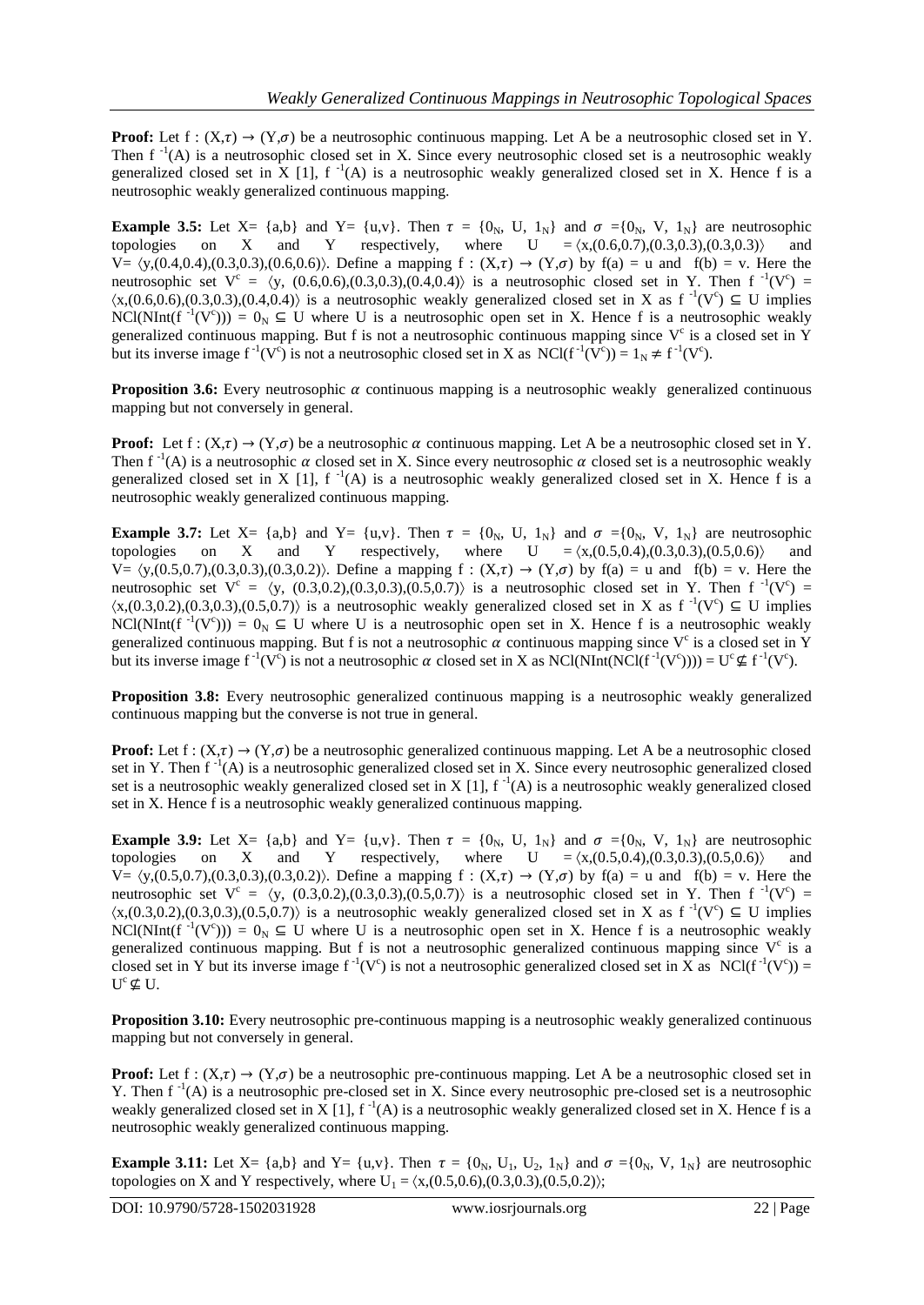**Proof:** Let $f : (X,\tau) \rightarrow (Y,\sigma)$ be a neutrosophic continuous mapping. Let A be a neutrosophic closed set in Y. Then $f^{-1}(A)$ is a neutrosophic closed set in X. Since every neutrosophic closed set is a neutrosophic weakly generalized closed set in X [1], $f^{-1}(A)$ is a neutrosophic weakly generalized closed set in X. Hence f is a neutrosophic weakly generalized continuous mapping.

**Example 3.5:** Let X= {a,b} and Y= {u,v}. Then $\tau = \{0_N, U, 1_N\}$ and $\sigma = \{0_N, V, 1_N\}$ are neutrosophic topologies on X and Y respectively, where $U = \langle x,(0.6,0.7),(0.3,0.3),(0.3,0.3)\rangle$ and $V = \langle y,(0.4,0.4),(0.3,0.3),(0.6,0.6)\rangle$. Define a mapping $f : (X,\tau) \rightarrow (Y,\sigma)$ by f(a) = u and f(b) = v. Here the neutrosophic set $V^c = \langle y, (0.6,0.6),(0.3,0.3),(0.4,0.4)\rangle$ is a neutrosophic closed set in Y. Then $f^{-1}(V^c) = \langle x,(0.6,0.6),(0.3,0.3),(0.4,0.4)\rangle$ is a neutrosophic weakly generalized closed set in X as $f^{-1}(V^c) \subseteq U$ implies $NCl(NInt(f^{-1}(V^c))) = 0_N \subseteq U$ where U is a neutrosophic open set in X. Hence f is a neutrosophic weakly generalized continuous mapping. But f is not a neutrosophic continuous mapping since $V^c$ is a closed set in Y but its inverse image $f^{-1}(V^c)$ is not a neutrosophic closed set in X as $NCl(f^{-1}(V^c)) = 1_N \neq f^{-1}(V^c)$.

**Proposition 3.6:** Every neutrosophic $\alpha$ continuous mapping is a neutrosophic weakly generalized continuous mapping but not conversely in general.

**Proof:** Let $f : (X,\tau) \rightarrow (Y,\sigma)$ be a neutrosophic $\alpha$ continuous mapping. Let A be a neutrosophic closed set in Y. Then $f^{-1}(A)$ is a neutrosophic $\alpha$ closed set in X. Since every neutrosophic $\alpha$ closed set is a neutrosophic weakly generalized closed set in X [1], $f^{-1}(A)$ is a neutrosophic weakly generalized closed set in X. Hence f is a neutrosophic weakly generalized continuous mapping.

**Example 3.7:** Let X= {a,b} and Y= {u,v}. Then $\tau = \{0_N, U, 1_N\}$ and $\sigma = \{0_N, V, 1_N\}$ are neutrosophic topologies on X and Y respectively, where $U = \langle x,(0.5,0.4),(0.3,0.3),(0.5,0.6)\rangle$ and $V = \langle y,(0.5,0.7),(0.3,0.3),(0.3,0.2)\rangle$. Define a mapping $f : (X,\tau) \rightarrow (Y,\sigma)$ by f(a) = u and f(b) = v. Here the neutrosophic set $V^c = \langle y, (0.3,0.2),(0.3,0.3),(0.5,0.7)\rangle$ is a neutrosophic closed set in Y. Then $f^{-1}(V^c) = \langle x,(0.3,0.2),(0.3,0.3),(0.5,0.7)\rangle$ is a neutrosophic weakly generalized closed set in X as $f^{-1}(V^c) \subseteq U$ implies $NCl(NInt(f^{-1}(V^c))) = 0_N \subseteq U$ where U is a neutrosophic open set in X. Hence f is a neutrosophic weakly generalized continuous mapping. But f is not a neutrosophic $\alpha$ continuous mapping since $V^c$ is a closed set in Y but its inverse image $f^{-1}(V^c)$ is not a neutrosophic $\alpha$ closed set in X as $NCl(NInt(NCl(f^{-1}(V^c)))) = U^c \nsubseteq f^{-1}(V^c)$.

**Proposition 3.8:** Every neutrosophic generalized continuous mapping is a neutrosophic weakly generalized continuous mapping but the converse is not true in general.

**Proof:** Let $f : (X,\tau) \rightarrow (Y,\sigma)$ be a neutrosophic generalized continuous mapping. Let A be a neutrosophic closed set in Y. Then $f^{-1}(A)$ is a neutrosophic generalized closed set in X. Since every neutrosophic generalized closed set is a neutrosophic weakly generalized closed set in X [1], $f^{-1}(A)$ is a neutrosophic weakly generalized closed set in X. Hence f is a neutrosophic weakly generalized continuous mapping.

**Example 3.9:** Let X= {a,b} and Y= {u,v}. Then $\tau = \{0_N, U, 1_N\}$ and $\sigma = \{0_N, V, 1_N\}$ are neutrosophic topologies on X and Y respectively, where $U = \langle x,(0.5,0.4),(0.3,0.3),(0.5,0.6)\rangle$ and $V = \langle y,(0.5,0.7),(0.3,0.3),(0.3,0.2)\rangle$. Define a mapping $f : (X,\tau) \rightarrow (Y,\sigma)$ by f(a) = u and f(b) = v. Here the neutrosophic set $V^c = \langle y, (0.3,0.2),(0.3,0.3),(0.5,0.7)\rangle$ is a neutrosophic closed set in Y. Then $f^{-1}(V^c) = \langle x,(0.3,0.2),(0.3,0.3),(0.5,0.7)\rangle$ is a neutrosophic weakly generalized closed set in X as $f^{-1}(V^c) \subseteq U$ implies $NCl(NInt(f^{-1}(V^c))) = 0_N \subseteq U$ where U is a neutrosophic open set in X. Hence f is a neutrosophic weakly generalized continuous mapping. But f is not a neutrosophic generalized continuous mapping since $V^c$ is a closed set in Y but its inverse image $f^{-1}(V^c)$ is not a neutrosophic generalized closed set in X as $NCl(f^{-1}(V^c)) = U^c \nsubseteq U$.

**Proposition 3.10:** Every neutrosophic pre-continuous mapping is a neutrosophic weakly generalized continuous mapping but not conversely in general.

**Proof:** Let $f : (X,\tau) \rightarrow (Y,\sigma)$ be a neutrosophic pre-continuous mapping. Let A be a neutrosophic closed set in Y. Then $f^{-1}(A)$ is a neutrosophic pre-closed set in X. Since every neutrosophic pre-closed set is a neutrosophic weakly generalized closed set in X [1], $f^{-1}(A)$ is a neutrosophic weakly generalized closed set in X. Hence f is a neutrosophic weakly generalized continuous mapping.

**Example 3.11:** Let X= {a,b} and Y= {u,v}. Then $\tau = \{0_N, U_1, U_2, 1_N\}$ and $\sigma = \{0_N, V, 1_N\}$ are neutrosophic topologies on X and Y respectively, where $U_1 = \langle x,(0.5,0.6),(0.3,0.3),(0.5,0.2)\rangle$;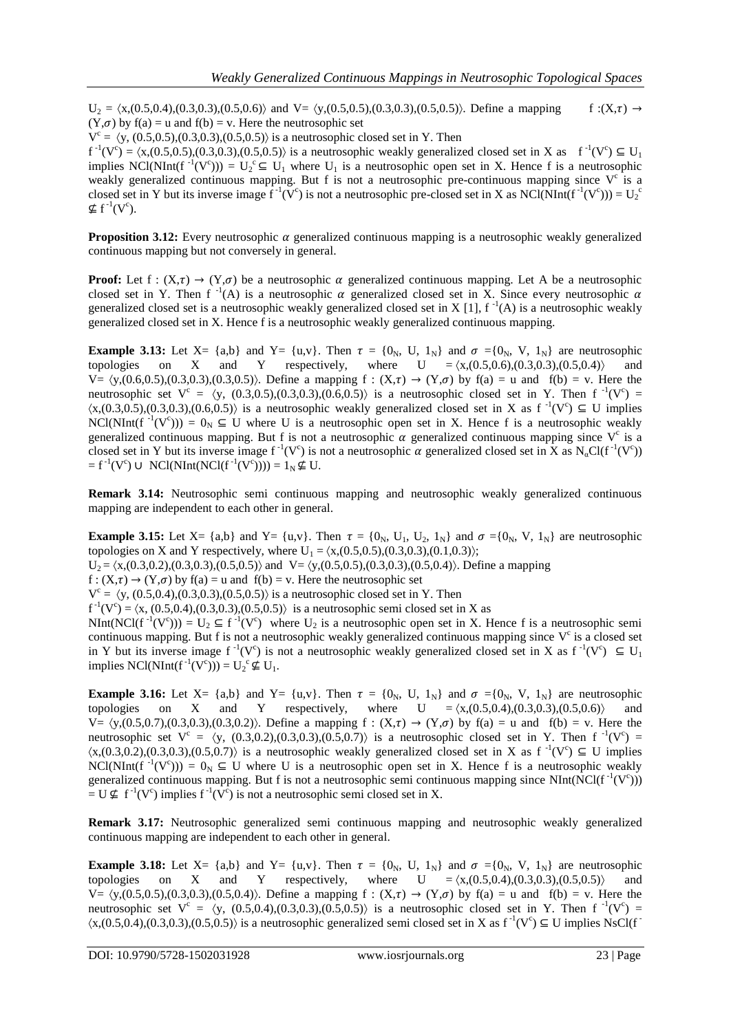$U_2 = \langle x,(0.5,0.4),(0.3,0.3),(0.5,0.6)\rangle$ and $V = \langle y,(0.5,0.5),(0.3,0.3),(0.5,0.5)\rangle$. Define a mapping $f:(X,\tau) \to (Y,\sigma)$ by $f(a) = u$ and $f(b) = v$. Here the neutrosophic set

$V^c = \langle y, (0.5,0.5),(0.3,0.3),(0.5,0.5)\rangle$ is a neutrosophic closed set in Y. Then

$f^{-1}(V^c) = \langle x,(0.5,0.5),(0.3,0.3),(0.5,0.5)\rangle$ is a neutrosophic weakly generalized closed set in X as $f^{-1}(V^c) \subseteq U_1$ implies $NCl(NInt(f^{-1}(V^c))) = U_2^c \subseteq U_1$ where $U_1$ is a neutrosophic open set in X. Hence f is a neutrosophic weakly generalized continuous mapping. But f is not a neutrosophic pre-continuous mapping since $V^c$ is a closed set in Y but its inverse image $f^{-1}(V^c)$ is not a neutrosophic pre-closed set in X as $NCl(NInt(f^{-1}(V^c))) = U_2^c \not\subseteq f^{-1}(V^c)$.

**Proposition 3.12:** Every neutrosophic $\alpha$ generalized continuous mapping is a neutrosophic weakly generalized continuous mapping but not conversely in general.

**Proof:** Let $f : (X,\tau) \to (Y,\sigma)$ be a neutrosophic $\alpha$ generalized continuous mapping. Let A be a neutrosophic closed set in Y. Then $f^{-1}(A)$ is a neutrosophic $\alpha$ generalized closed set in X. Since every neutrosophic $\alpha$ generalized closed set is a neutrosophic weakly generalized closed set in X [1], $f^{-1}(A)$ is a neutrosophic weakly generalized closed set in X. Hence f is a neutrosophic weakly generalized continuous mapping.

**Example 3.13:** Let $X = \{a,b\}$ and $Y = \{u,v\}$. Then $\tau = \{0_N, U, 1_N\}$ and $\sigma = \{0_N, V, 1_N\}$ are neutrosophic topologies on X and Y respectively, where $U = \langle x,(0.5,0.6),(0.3,0.3),(0.5,0.4)\rangle$ and $V = \langle y,(0.6,0.5),(0.3,0.3),(0.3,0.5)\rangle$. Define a mapping $f : (X,\tau) \to (Y,\sigma)$ by $f(a) = u$ and $f(b) = v$. Here the neutrosophic set $V^c = \langle y, (0.3,0.5),(0.3,0.3),(0.6,0.5)\rangle$ is a neutrosophic closed set in Y. Then $f^{-1}(V^c) = \langle x,(0.3,0.5),(0.3,0.3),(0.6,0.5)\rangle$ is a neutrosophic weakly generalized closed set in X as $f^{-1}(V^c) \subseteq U$ implies $NCl(NInt(f^{-1}(V^c))) = 0_N \subseteq U$ where U is a neutrosophic open set in X. Hence f is a neutrosophic weakly generalized continuous mapping. But f is not a neutrosophic $\alpha$ generalized continuous mapping since $V^c$ is a closed set in Y but its inverse image $f^{-1}(V^c)$ is not a neutrosophic $\alpha$ generalized closed set in X as $N_\alpha Cl(f^{-1}(V^c)) = f^{-1}(V^c) \cup NCl(NInt(NCl(f^{-1}(V^c)))) = 1_N \not\subseteq U$.

**Remark 3.14:** Neutrosophic semi continuous mapping and neutrosophic weakly generalized continuous mapping are independent to each other in general.

**Example 3.15:** Let $X = \{a,b\}$ and $Y = \{u,v\}$. Then $\tau = \{0_N, U_1, U_2, 1_N\}$ and $\sigma = \{0_N, V, 1_N\}$ are neutrosophic topologies on X and Y respectively, where $U_1 = \langle x,(0.5,0.5),(0.3,0.3),(0.1,0.3)\rangle$;

$U_2 = \langle x,(0.3,0.2),(0.3,0.3),(0.5,0.5)\rangle$ and $V = \langle y,(0.5,0.5),(0.3,0.3),(0.5,0.4)\rangle$. Define a mapping

$f : (X,\tau) \to (Y,\sigma)$ by $f(a) = u$ and $f(b) = v$. Here the neutrosophic set

$V^c = \langle y, (0.5,0.4),(0.3,0.3),(0.5,0.5)\rangle$ is a neutrosophic closed set in Y. Then

$f^{-1}(V^c) = \langle x, (0.5,0.4),(0.3,0.3),(0.5,0.5)\rangle$ is a neutrosophic semi closed set in X as

$NInt(NCl(f^{-1}(V^c))) = U_2 \subseteq f^{-1}(V^c)$ where $U_2$ is a neutrosophic open set in X. Hence f is a neutrosophic semi continuous mapping. But f is not a neutrosophic weakly generalized continuous mapping since $V^c$ is a closed set in Y but its inverse image $f^{-1}(V^c)$ is not a neutrosophic weakly generalized closed set in X as $f^{-1}(V^c) \subseteq U_1$ implies $NCl(NInt(f^{-1}(V^c))) = U_2^c \not\subseteq U_1$.

**Example 3.16:** Let $X = \{a,b\}$ and $Y = \{u,v\}$. Then $\tau = \{0_N, U, 1_N\}$ and $\sigma = \{0_N, V, 1_N\}$ are neutrosophic topologies on X and Y respectively, where $U = \langle x,(0.5,0.4),(0.3,0.3),(0.5,0.6)\rangle$ and $V = \langle y,(0.5,0.7),(0.3,0.3),(0.3,0.2)\rangle$. Define a mapping $f : (X,\tau) \to (Y,\sigma)$ by $f(a) = u$ and $f(b) = v$. Here the neutrosophic set $V^c = \langle y, (0.3,0.2),(0.3,0.3),(0.5,0.7)\rangle$ is a neutrosophic closed set in Y. Then $f^{-1}(V^c) = \langle x,(0.3,0.2),(0.3,0.3),(0.5,0.7)\rangle$ is a neutrosophic weakly generalized closed set in X as $f^{-1}(V^c) \subseteq U$ implies $NCl(NInt(f^{-1}(V^c))) = 0_N \subseteq U$ where U is a neutrosophic open set in X. Hence f is a neutrosophic weakly generalized continuous mapping. But f is not a neutrosophic semi continuous mapping since $NInt(NCl(f^{-1}(V^c))) = U \not\subseteq f^{-1}(V^c)$ implies $f^{-1}(V^c)$ is not a neutrosophic semi closed set in X.

**Remark 3.17:** Neutrosophic generalized semi continuous mapping and neutrosophic weakly generalized continuous mapping are independent to each other in general.

**Example 3.18:** Let $X = \{a,b\}$ and $Y = \{u,v\}$. Then $\tau = \{0_N, U, 1_N\}$ and $\sigma = \{0_N, V, 1_N\}$ are neutrosophic topologies on X and Y respectively, where $U = \langle x,(0.5,0.4),(0.3,0.3),(0.5,0.5)\rangle$ and $V = \langle y,(0.5,0.5),(0.3,0.3),(0.5,0.4)\rangle$. Define a mapping $f : (X,\tau) \to (Y,\sigma)$ by $f(a) = u$ and $f(b) = v$. Here the neutrosophic set $V^c = \langle y, (0.5,0.4),(0.3,0.3),(0.5,0.5)\rangle$ is a neutrosophic closed set in Y. Then $f^{-1}(V^c) = \langle x,(0.5,0.4),(0.3,0.3),(0.5,0.5)\rangle$ is a neutrosophic generalized semi closed set in X as $f^{-1}(V^c) \subseteq U$ implies NsCl(f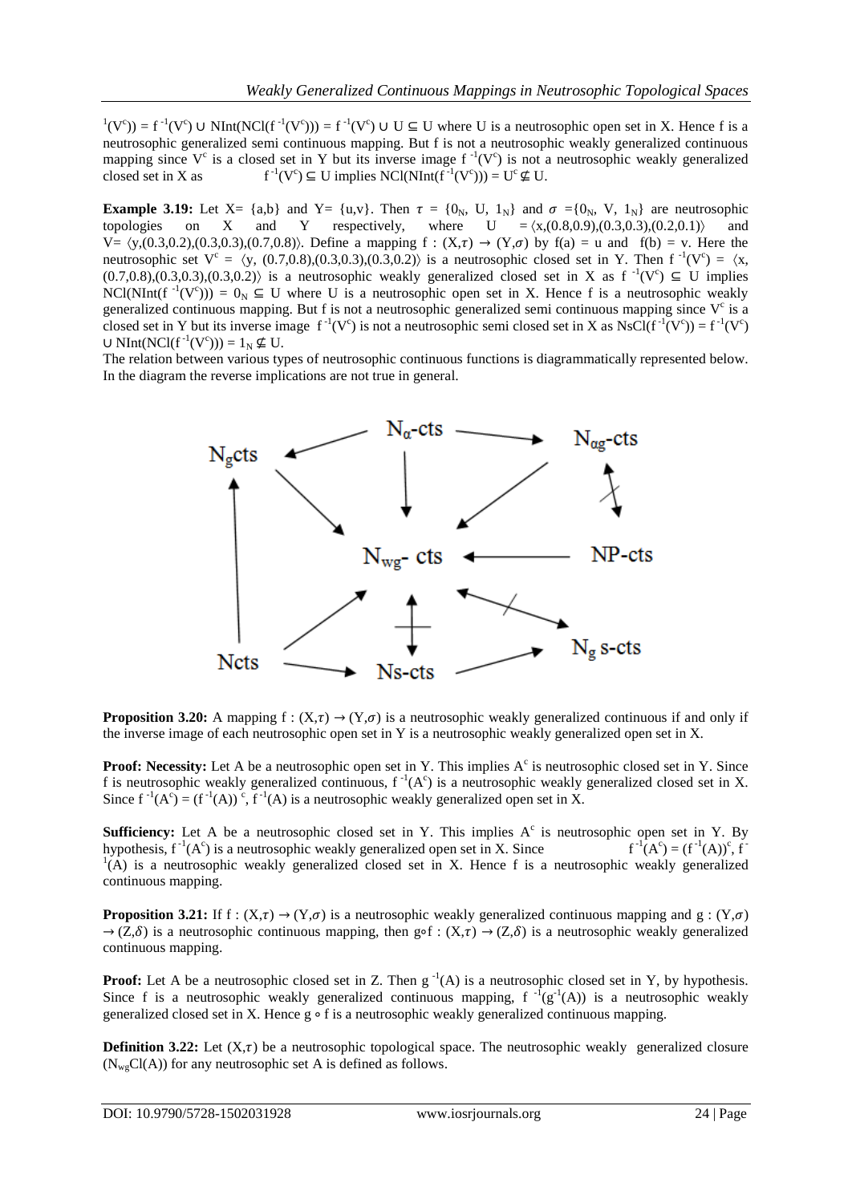$^{-1}(V^c)) = f^{-1}(V^c) \cup NInt(NCl(f^{-1}(V^c))) = f^{-1}(V^c) \cup U \subseteq U$ where U is a neutrosophic open set in X. Hence f is a neutrosophic generalized semi continuous mapping. But f is not a neutrosophic weakly generalized continuous mapping since $V^c$ is a closed set in Y but its inverse image $f^{-1}(V^c)$ is not a neutrosophic weakly generalized closed set in X as $f^{-1}(V^c) \subseteq U$ implies $NCl(NInt(f^{-1}(V^c))) = U^c \nsubseteq U$.

**Example 3.19:** Let X= {a,b} and Y= {u,v}. Then $\tau = \{0_N, U, 1_N\}$ and $\sigma = \{0_N, V, 1_N\}$ are neutrosophic topologies on X and Y respectively, where $U = \langle x,(0.8,0.9),(0.3,0.3),(0.2,0.1)\rangle$ and $V= \langle y,(0.3,0.2),(0.3,0.3),(0.7,0.8)\rangle$. Define a mapping $f : (X,\tau) \to (Y,\sigma)$ by f(a) = u and f(b) = v. Here the neutrosophic set $V^c = \langle y, (0.7,0.8),(0.3,0.3),(0.3,0.2)\rangle$ is a neutrosophic closed set in Y. Then $f^{-1}(V^c) = \langle x, (0.7,0.8),(0.3,0.3),(0.3,0.2)\rangle$ is a neutrosophic weakly generalized closed set in X as $f^{-1}(V^c) \subseteq U$ implies $NCl(NInt(f^{-1}(V^c))) = 0_N \subseteq U$ where U is a neutrosophic open set in X. Hence f is a neutrosophic weakly generalized continuous mapping. But f is not a neutrosophic generalized semi continuous mapping since $V^c$ is a closed set in Y but its inverse image $f^{-1}(V^c)$ is not a neutrosophic semi closed set in X as $NsCl(f^{-1}(V^c)) = f^{-1}(V^c) \cup NInt(NCl(f^{-1}(V^c))) = 1_N \nsubseteq U$.

The relation between various types of neutrosophic continuous functions is diagrammatically represented below. In the diagram the reverse implications are not true in general.

```
                 Nα-cts  ------------------>  Nαg-cts
   Ngcts  <------  |                        /    ↕ (not)
      ↑     \      ↓                      ↙      NP-cts
      |      ↘  Nwg-cts  <----------------------  
      |        ↗   ↕ (not)   ↖------(not)------↘
   Ncts  ---------> Ns-cts  ---------------->  Ng s-cts
```

**Proposition 3.20:** A mapping $f : (X,\tau) \to (Y,\sigma)$ is a neutrosophic weakly generalized continuous if and only if the inverse image of each neutrosophic open set in Y is a neutrosophic weakly generalized open set in X.

**Proof: Necessity:** Let A be a neutrosophic open set in Y. This implies $A^c$ is neutrosophic closed set in Y. Since f is neutrosophic weakly generalized continuous, $f^{-1}(A^c)$ is a neutrosophic weakly generalized closed set in X. Since $f^{-1}(A^c) = (f^{-1}(A))^c$, $f^{-1}(A)$ is a neutrosophic weakly generalized open set in X.

**Sufficiency:** Let A be a neutrosophic closed set in Y. This implies $A^c$ is neutrosophic open set in Y. By hypothesis, $f^{-1}(A^c)$ is a neutrosophic weakly generalized open set in X. Since $f^{-1}(A^c) = (f^{-1}(A))^c$, $f^{-1}(A)$ is a neutrosophic weakly generalized closed set in X. Hence f is a neutrosophic weakly generalized continuous mapping.

**Proposition 3.21:** If $f : (X,\tau) \to (Y,\sigma)$ is a neutrosophic weakly generalized continuous mapping and $g : (Y,\sigma) \to (Z,\delta)$ is a neutrosophic continuous mapping, then $g \circ f : (X,\tau) \to (Z,\delta)$ is a neutrosophic weakly generalized continuous mapping.

**Proof:** Let A be a neutrosophic closed set in Z. Then $g^{-1}(A)$ is a neutrosophic closed set in Y, by hypothesis. Since f is a neutrosophic weakly generalized continuous mapping, $f^{-1}(g^{-1}(A))$ is a neutrosophic weakly generalized closed set in X. Hence $g \circ f$ is a neutrosophic weakly generalized continuous mapping.

**Definition 3.22:** Let $(X,\tau)$ be a neutrosophic topological space. The neutrosophic weakly generalized closure $(N_{wg}Cl(A))$ for any neutrosophic set A is defined as follows.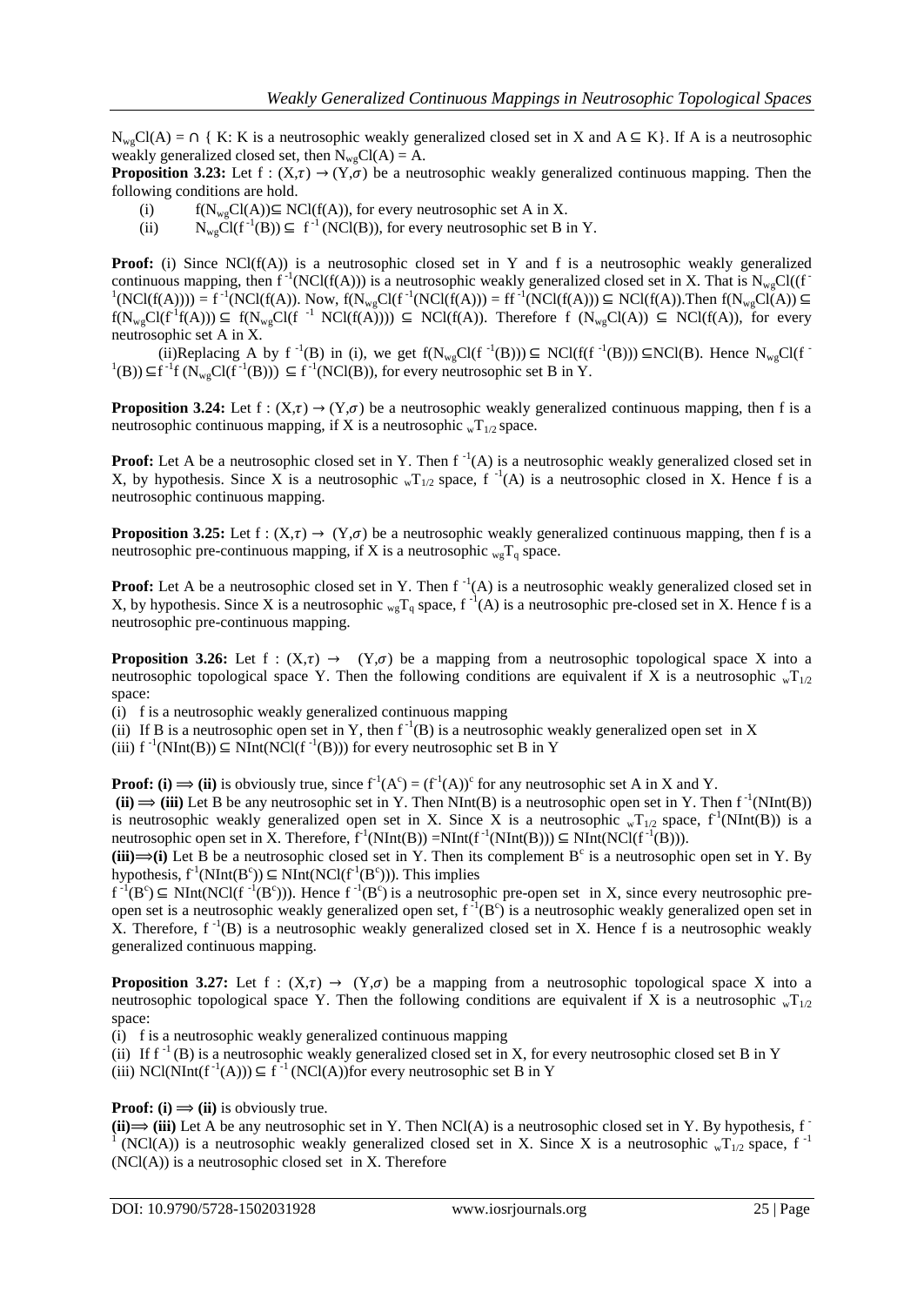$N_{wg}Cl(A) = \cap$ { K: K is a neutrosophic weakly generalized closed set in X and $A \subseteq K$}. If A is a neutrosophic weakly generalized closed set, then $N_{wg}Cl(A) = A$.

**Proposition 3.23:** Let $f : (X,\tau) \to (Y,\sigma)$ be a neutrosophic weakly generalized continuous mapping. Then the following conditions are hold.

(i) $f(N_{wg}Cl(A)) \subseteq NCl(f(A))$, for every neutrosophic set A in X.

(ii) $N_{wg}Cl(f^{-1}(B)) \subseteq f^{-1}(NCl(B))$, for every neutrosophic set B in Y.

**Proof:** (i) Since NCl(f(A)) is a neutrosophic closed set in Y and f is a neutrosophic weakly generalized continuous mapping, then $f^{-1}(NCl(f(A)))$ is a neutrosophic weakly generalized closed set in X. That is $N_{wg}Cl((f^{-1}(NCl(f(A)))) = f^{-1}(NCl(f(A))$. Now, $f(N_{wg}Cl(f^{-1}(NCl(f(A))) = ff^{-1}(NCl(f(A))) \subseteq NCl(f(A))$.Then $f(N_{wg}Cl(A)) \subseteq f(N_{wg}Cl(f^{-1}f(A))) \subseteq f(N_{wg}Cl(f^{-1} NCl(f(A)))) \subseteq NCl(f(A))$. Therefore $f(N_{wg}Cl(A)) \subseteq NCl(f(A))$, for every neutrosophic set A in X.

(ii)Replacing A by $f^{-1}(B)$ in (i), we get $f(N_{wg}Cl(f^{-1}(B))) \subseteq NCl(f(f^{-1}(B))) \subseteq NCl(B)$. Hence $N_{wg}Cl(f^{-1}(B)) \subseteq f^{-1}f(N_{wg}Cl(f^{-1}(B))) \subseteq f^{-1}(NCl(B))$, for every neutrosophic set B in Y.

**Proposition 3.24:** Let $f : (X,\tau) \to (Y,\sigma)$ be a neutrosophic weakly generalized continuous mapping, then f is a neutrosophic continuous mapping, if X is a neutrosophic ${}_wT_{1/2}$ space.

**Proof:** Let A be a neutrosophic closed set in Y. Then $f^{-1}(A)$ is a neutrosophic weakly generalized closed set in X, by hypothesis. Since X is a neutrosophic ${}_wT_{1/2}$ space, $f^{-1}(A)$ is a neutrosophic closed in X. Hence f is a neutrosophic continuous mapping.

**Proposition 3.25:** Let $f : (X,\tau) \to (Y,\sigma)$ be a neutrosophic weakly generalized continuous mapping, then f is a neutrosophic pre-continuous mapping, if X is a neutrosophic ${}_{wg}T_q$ space.

**Proof:** Let A be a neutrosophic closed set in Y. Then $f^{-1}(A)$ is a neutrosophic weakly generalized closed set in X, by hypothesis. Since X is a neutrosophic ${}_{wg}T_q$ space, $f^{-1}(A)$ is a neutrosophic pre-closed set in X. Hence f is a neutrosophic pre-continuous mapping.

**Proposition 3.26:** Let $f : (X,\tau) \to (Y,\sigma)$ be a mapping from a neutrosophic topological space X into a neutrosophic topological space Y. Then the following conditions are equivalent if X is a neutrosophic ${}_wT_{1/2}$ space:

(i) f is a neutrosophic weakly generalized continuous mapping

(ii) If B is a neutrosophic open set in Y, then $f^{-1}(B)$ is a neutrosophic weakly generalized open set in X

(iii) $f^{-1}(NInt(B)) \subseteq NInt(NCl(f^{-1}(B)))$ for every neutrosophic set B in Y

**Proof: (i) $\Longrightarrow$ (ii)** is obviously true, since $f^{-1}(A^c) = (f^{-1}(A))^c$ for any neutrosophic set A in X and Y.

**(ii) $\Longrightarrow$ (iii)** Let B be any neutrosophic set in Y. Then NInt(B) is a neutrosophic open set in Y. Then $f^{-1}(NInt(B))$ is neutrosophic weakly generalized open set in X. Since X is a neutrosophic ${}_wT_{1/2}$ space, $f^{-1}(NInt(B))$ is a neutrosophic open set in X. Therefore, $f^{-1}(NInt(B)) = NInt(f^{-1}(NInt(B))) \subseteq NInt(NCl(f^{-1}(B)))$.

**(iii)$\Longrightarrow$(i)** Let B be a neutrosophic closed set in Y. Then its complement $B^c$ is a neutrosophic open set in Y. By hypothesis, $f^{-1}(NInt(B^c)) \subseteq NInt(NCl(f^{-1}(B^c)))$. This implies

$f^{-1}(B^c) \subseteq NInt(NCl(f^{-1}(B^c)))$. Hence $f^{-1}(B^c)$ is a neutrosophic pre-open set in X, since every neutrosophic pre-open set is a neutrosophic weakly generalized open set, $f^{-1}(B^c)$ is a neutrosophic weakly generalized open set in X. Therefore, $f^{-1}(B)$ is a neutrosophic weakly generalized closed set in X. Hence f is a neutrosophic weakly generalized continuous mapping.

**Proposition 3.27:** Let $f : (X,\tau) \to (Y,\sigma)$ be a mapping from a neutrosophic topological space X into a neutrosophic topological space Y. Then the following conditions are equivalent if X is a neutrosophic ${}_wT_{1/2}$ space:

(i) f is a neutrosophic weakly generalized continuous mapping

(ii) If $f^{-1}(B)$ is a neutrosophic weakly generalized closed set in X, for every neutrosophic closed set B in Y

(iii) $NCl(NInt(f^{-1}(A))) \subseteq f^{-1}(NCl(A))$for every neutrosophic set B in Y

**Proof: (i) $\Longrightarrow$ (ii)** is obviously true.

**(ii)$\Longrightarrow$ (iii)** Let A be any neutrosophic set in Y. Then NCl(A) is a neutrosophic closed set in Y. By hypothesis, $f^{-1}(NCl(A))$ is a neutrosophic weakly generalized closed set in X. Since X is a neutrosophic ${}_wT_{1/2}$ space, $f^{-1}(NCl(A))$ is a neutrosophic closed set in X. Therefore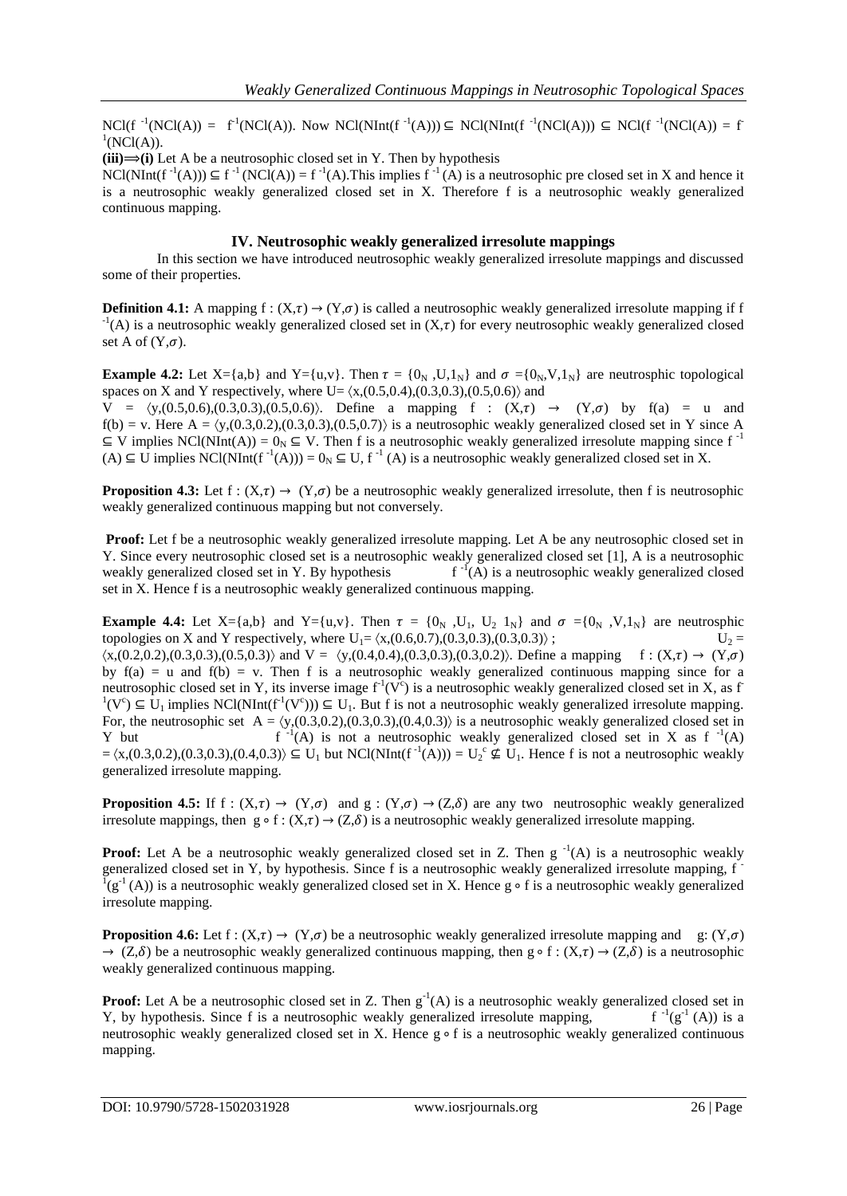$NCl(f^{-1}(NCl(A)) = f^{-1}(NCl(A))$. Now $NCl(NInt(f^{-1}(A))) \subseteq NCl(NInt(f^{-1}(NCl(A))) \subseteq NCl(f^{-1}(NCl(A)) = f^{-1}(NCl(A))$.

**(iii)⟹(i)** Let A be a neutrosophic closed set in Y. Then by hypothesis

$NCl(NInt(f^{-1}(A))) \subseteq f^{-1}(NCl(A)) = f^{-1}(A)$. This implies $f^{-1}(A)$ is a neutrosophic pre closed set in X and hence it is a neutrosophic weakly generalized closed set in X. Therefore f is a neutrosophic weakly generalized continuous mapping.

## IV. Neutrosophic weakly generalized irresolute mappings

In this section we have introduced neutrosophic weakly generalized irresolute mappings and discussed some of their properties.

**Definition 4.1:** A mapping $f : (X,\tau) \to (Y,\sigma)$ is called a neutrosophic weakly generalized irresolute mapping if $f^{-1}(A)$ is a neutrosophic weakly generalized closed set in $(X,\tau)$ for every neutrosophic weakly generalized closed set A of $(Y,\sigma)$.

**Example 4.2:** Let X={a,b} and Y={u,v}. Then $\tau = \{0_N, U, 1_N\}$ and $\sigma = \{0_N, V, 1_N\}$ are neutrosphic topological spaces on X and Y respectively, where $U = \langle x,(0.5,0.4),(0.3,0.3),(0.5,0.6)\rangle$ and $V = \langle y,(0.5,0.6),(0.3,0.3),(0.5,0.6)\rangle$. Define a mapping $f : (X,\tau) \to (Y,\sigma)$ by f(a) = u and f(b) = v. Here $A = \langle y,(0.3,0.2),(0.3,0.3),(0.5,0.7)\rangle$ is a neutrosophic weakly generalized closed set in Y since $A \subseteq V$ implies $NCl(NInt(A)) = 0_N \subseteq V$. Then f is a neutrosophic weakly generalized irresolute mapping since $f^{-1}(A) \subseteq U$ implies $NCl(NInt(f^{-1}(A))) = 0_N \subseteq U$, $f^{-1}(A)$ is a neutrosophic weakly generalized closed set in X.

**Proposition 4.3:** Let $f : (X,\tau) \to (Y,\sigma)$ be a neutrosophic weakly generalized irresolute, then f is neutrosophic weakly generalized continuous mapping but not conversely.

**Proof:** Let f be a neutrosophic weakly generalized irresolute mapping. Let A be any neutrosophic closed set in Y. Since every neutrosophic closed set is a neutrosophic weakly generalized closed set [1], A is a neutrosophic weakly generalized closed set in Y. By hypothesis $f^{-1}(A)$ is a neutrosophic weakly generalized closed set in X. Hence f is a neutrosophic weakly generalized continuous mapping.

**Example 4.4:** Let X={a,b} and Y={u,v}. Then $\tau = \{0_N, U_1, U_2, 1_N\}$ and $\sigma = \{0_N, V, 1_N\}$ are neutrosphic topologies on X and Y respectively, where $U_1 = \langle x,(0.6,0.7),(0.3,0.3),(0.3,0.3)\rangle$; $U_2 = \langle x,(0.2,0.2),(0.3,0.3),(0.5,0.3)\rangle$ and $V = \langle y,(0.4,0.4),(0.3,0.3),(0.3,0.2)\rangle$. Define a mapping $f : (X,\tau) \to (Y,\sigma)$ by f(a) = u and f(b) = v. Then f is a neutrosophic weakly generalized continuous mapping since for a neutrosophic closed set in Y, its inverse image $f^{-1}(V^c)$ is a neutrosophic weakly generalized closed set in X, as $f^{-1}(V^c) \subseteq U_1$ implies $NCl(NInt(f^{-1}(V^c))) \subseteq U_1$. But f is not a neutrosophic weakly generalized irresolute mapping. For, the neutrosophic set $A = \langle y,(0.3,0.2),(0.3,0.3),(0.4,0.3)\rangle$ is a neutrosophic weakly generalized closed set in Y but $f^{-1}(A)$ is not a neutrosophic weakly generalized closed set in X as $f^{-1}(A) = \langle x,(0.3,0.2),(0.3,0.3),(0.4,0.3)\rangle \subseteq U_1$ but $NCl(NInt(f^{-1}(A))) = U_2^c \nsubseteq U_1$. Hence f is not a neutrosophic weakly generalized irresolute mapping.

**Proposition 4.5:** If $f : (X,\tau) \to (Y,\sigma)$ and $g : (Y,\sigma) \to (Z,\delta)$ are any two neutrosophic weakly generalized irresolute mappings, then $g \circ f : (X,\tau) \to (Z,\delta)$ is a neutrosophic weakly generalized irresolute mapping.

**Proof:** Let A be a neutrosophic weakly generalized closed set in Z. Then $g^{-1}(A)$ is a neutrosophic weakly generalized closed set in Y, by hypothesis. Since f is a neutrosophic weakly generalized irresolute mapping, $f^{-1}(g^{-1}(A))$ is a neutrosophic weakly generalized closed set in X. Hence $g \circ f$ is a neutrosophic weakly generalized irresolute mapping.

**Proposition 4.6:** Let $f : (X,\tau) \to (Y,\sigma)$ be a neutrosophic weakly generalized irresolute mapping and $g: (Y,\sigma) \to (Z,\delta)$ be a neutrosophic weakly generalized continuous mapping, then $g \circ f : (X,\tau) \to (Z,\delta)$ is a neutrosophic weakly generalized continuous mapping.

**Proof:** Let A be a neutrosophic closed set in Z. Then $g^{-1}(A)$ is a neutrosophic weakly generalized closed set in Y, by hypothesis. Since f is a neutrosophic weakly generalized irresolute mapping, $f^{-1}(g^{-1}(A))$ is a neutrosophic weakly generalized closed set in X. Hence $g \circ f$ is a neutrosophic weakly generalized continuous mapping.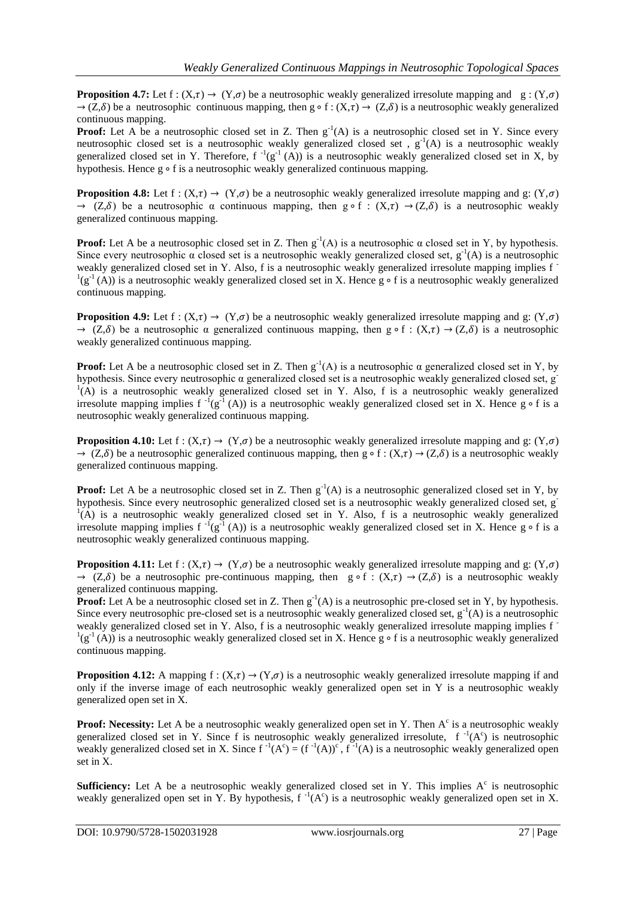**Proposition 4.7:** Let $f : (X,\tau) \rightarrow (Y,\sigma)$ be a neutrosophic weakly generalized irresolute mapping and $g : (Y,\sigma) \rightarrow (Z,\delta)$ be a neutrosophic continuous mapping, then $g \circ f : (X,\tau) \rightarrow (Z,\delta)$ is a neutrosophic weakly generalized continuous mapping.

**Proof:** Let A be a neutrosophic closed set in Z. Then $g^{-1}(A)$ is a neutrosophic closed set in Y. Since every neutrosophic closed set is a neutrosophic weakly generalized closed set , $g^{-1}(A)$ is a neutrosophic weakly generalized closed set in Y. Therefore, $f^{-1}(g^{-1}(A))$ is a neutrosophic weakly generalized closed set in X, by hypothesis. Hence $g \circ f$ is a neutrosophic weakly generalized continuous mapping.

**Proposition 4.8:** Let $f : (X,\tau) \rightarrow (Y,\sigma)$ be a neutrosophic weakly generalized irresolute mapping and $g: (Y,\sigma) \rightarrow (Z,\delta)$ be a neutrosophic α continuous mapping, then $g \circ f : (X,\tau) \rightarrow (Z,\delta)$ is a neutrosophic weakly generalized continuous mapping.

**Proof:** Let A be a neutrosophic closed set in Z. Then $g^{-1}(A)$ is a neutrosophic α closed set in Y, by hypothesis. Since every neutrosophic α closed set is a neutrosophic weakly generalized closed set, $g^{-1}(A)$ is a neutrosophic weakly generalized closed set in Y. Also, f is a neutrosophic weakly generalized irresolute mapping implies $f^{-1}(g^{-1}(A))$ is a neutrosophic weakly generalized closed set in X. Hence $g \circ f$ is a neutrosophic weakly generalized continuous mapping.

**Proposition 4.9:** Let $f : (X,\tau) \rightarrow (Y,\sigma)$ be a neutrosophic weakly generalized irresolute mapping and $g: (Y,\sigma) \rightarrow (Z,\delta)$ be a neutrosophic α generalized continuous mapping, then $g \circ f : (X,\tau) \rightarrow (Z,\delta)$ is a neutrosophic weakly generalized continuous mapping.

**Proof:** Let A be a neutrosophic closed set in Z. Then $g^{-1}(A)$ is a neutrosophic α generalized closed set in Y, by hypothesis. Since every neutrosophic α generalized closed set is a neutrosophic weakly generalized closed set, $g^{-1}(A)$ is a neutrosophic weakly generalized closed set in Y. Also, f is a neutrosophic weakly generalized irresolute mapping implies $f^{-1}(g^{-1}(A))$ is a neutrosophic weakly generalized closed set in X. Hence $g \circ f$ is a neutrosophic weakly generalized continuous mapping.

**Proposition 4.10:** Let $f : (X,\tau) \rightarrow (Y,\sigma)$ be a neutrosophic weakly generalized irresolute mapping and $g: (Y,\sigma) \rightarrow (Z,\delta)$ be a neutrosophic generalized continuous mapping, then $g \circ f : (X,\tau) \rightarrow (Z,\delta)$ is a neutrosophic weakly generalized continuous mapping.

**Proof:** Let A be a neutrosophic closed set in Z. Then $g^{-1}(A)$ is a neutrosophic generalized closed set in Y, by hypothesis. Since every neutrosophic generalized closed set is a neutrosophic weakly generalized closed set, $g^{-1}(A)$ is a neutrosophic weakly generalized closed set in Y. Also, f is a neutrosophic weakly generalized irresolute mapping implies $f^{-1}(g^{-1}(A))$ is a neutrosophic weakly generalized closed set in X. Hence $g \circ f$ is a neutrosophic weakly generalized continuous mapping.

**Proposition 4.11:** Let $f : (X,\tau) \rightarrow (Y,\sigma)$ be a neutrosophic weakly generalized irresolute mapping and $g: (Y,\sigma) \rightarrow (Z,\delta)$ be a neutrosophic pre-continuous mapping, then $g \circ f : (X,\tau) \rightarrow (Z,\delta)$ is a neutrosophic weakly generalized continuous mapping.

**Proof:** Let A be a neutrosophic closed set in Z. Then $g^{-1}(A)$ is a neutrosophic pre-closed set in Y, by hypothesis. Since every neutrosophic pre-closed set is a neutrosophic weakly generalized closed set, $g^{-1}(A)$ is a neutrosophic weakly generalized closed set in Y. Also, f is a neutrosophic weakly generalized irresolute mapping implies $f^{-1}(g^{-1}(A))$ is a neutrosophic weakly generalized closed set in X. Hence $g \circ f$ is a neutrosophic weakly generalized continuous mapping.

**Proposition 4.12:** A mapping $f : (X,\tau) \rightarrow (Y,\sigma)$ is a neutrosophic weakly generalized irresolute mapping if and only if the inverse image of each neutrosophic weakly generalized open set in Y is a neutrosophic weakly generalized open set in X.

**Proof: Necessity:** Let A be a neutrosophic weakly generalized open set in Y. Then $A^c$ is a neutrosophic weakly generalized closed set in Y. Since f is neutrosophic weakly generalized irresolute, $f^{-1}(A^c)$ is neutrosophic weakly generalized closed set in X. Since $f^{-1}(A^c) = (f^{-1}(A))^c$, $f^{-1}(A)$ is a neutrosophic weakly generalized open set in X.

**Sufficiency:** Let A be a neutrosophic weakly generalized closed set in Y. This implies $A^c$ is neutrosophic weakly generalized open set in Y. By hypothesis, $f^{-1}(A^c)$ is a neutrosophic weakly generalized open set in X.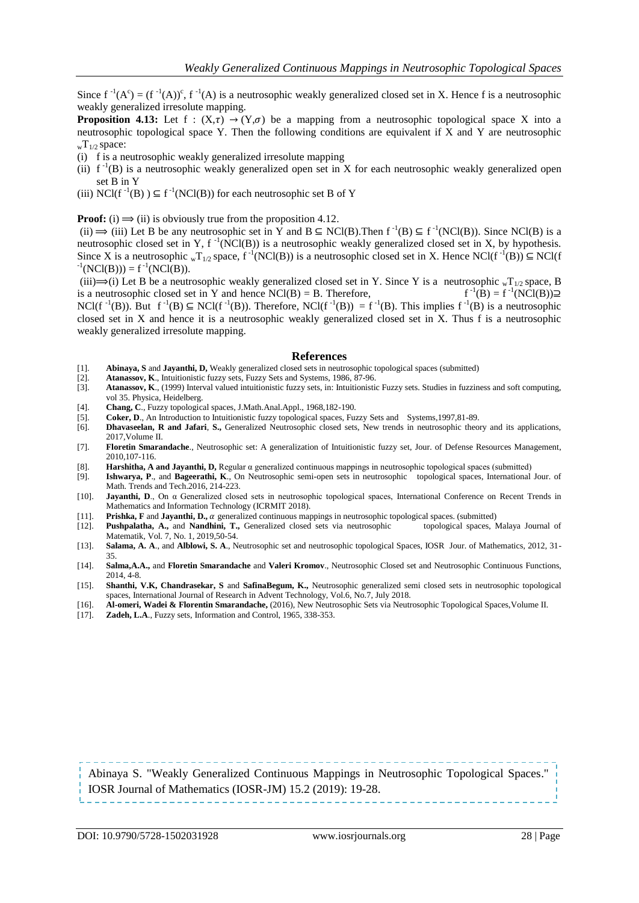Since $f^{-1}(A^c) = (f^{-1}(A))^c$, $f^{-1}(A)$ is a neutrosophic weakly generalized closed set in X. Hence f is a neutrosophic weakly generalized irresolute mapping.

**Proposition 4.13:** Let $f : (X,\tau) \rightarrow (Y,\sigma)$ be a mapping from a neutrosophic topological space X into a neutrosophic topological space Y. Then the following conditions are equivalent if X and Y are neutrosophic ${}_{w}T_{1/2}$ space:

(i) f is a neutrosophic weakly generalized irresolute mapping

(ii) $f^{-1}(B)$ is a neutrosophic weakly generalized open set in X for each neutrosophic weakly generalized open set B in Y

(iii) $NCl(f^{-1}(B)) \subseteq f^{-1}(NCl(B))$ for each neutrosophic set B of Y

**Proof:** (i) $\Longrightarrow$ (ii) is obviously true from the proposition 4.12.

(ii) $\Longrightarrow$ (iii) Let B be any neutrosophic set in Y and $B \subseteq NCl(B)$. Then $f^{-1}(B) \subseteq f^{-1}(NCl(B))$. Since NCl(B) is a neutrosophic closed set in Y, $f^{-1}(NCl(B))$ is a neutrosophic weakly generalized closed set in X, by hypothesis. Since X is a neutrosophic ${}_{w}T_{1/2}$ space, $f^{-1}(NCl(B))$ is a neutrosophic closed set in X. Hence $NCl(f^{-1}(B)) \subseteq NCl(f^{-1}(NCl(B))) = f^{-1}(NCl(B))$.

(iii)$\Longrightarrow$(i) Let B be a neutrosophic weakly generalized closed set in Y. Since Y is a neutrosophic ${}_{w}T_{1/2}$ space, B is a neutrosophic closed set in Y and hence $NCl(B) = B$. Therefore, $f^{-1}(B) = f^{-1}(NCl(B)) \supseteq NCl(f^{-1}(B))$. But $f^{-1}(B) \subseteq NCl(f^{-1}(B))$. Therefore, $NCl(f^{-1}(B)) = f^{-1}(B)$. This implies $f^{-1}(B)$ is a neutrosophic closed set in X and hence it is a neutrosophic weakly generalized closed set in X. Thus f is a neutrosophic weakly generalized irresolute mapping.

## References

[1]. **Abinaya, S** and **Jayanthi, D,** Weakly generalized closed sets in neutrosophic topological spaces (submitted)

[2]. **Atanassov, K**., Intuitionistic fuzzy sets, Fuzzy Sets and Systems, 1986, 87-96.

[3]. **Atanassov, K**., (1999) Interval valued intuitionistic fuzzy sets, in: Intuitionistic Fuzzy sets. Studies in fuzziness and soft computing, vol 35. Physica, Heidelberg.

[4]. **Chang, C**., Fuzzy topological spaces, J.Math.Anal.Appl., 1968,182-190.

[5]. **Coker, D**., An Introduction to Intuitionistic fuzzy topological spaces, Fuzzy Sets and Systems,1997,81-89.

[6]. **Dhavaseelan, R and Jafari**, **S.,** Generalized Neutrosophic closed sets, New trends in neutrosophic theory and its applications, 2017,Volume II.

[7]. **Floretin Smarandache**., Neutrosophic set: A generalization of Intuitionistic fuzzy set, Jour. of Defense Resources Management, 2010,107-116.

[8]. **Harshitha, A and Jayanthi, D,** Regular α generalized continuous mappings in neutrosophic topological spaces (submitted)

[9]. **Ishwarya, P**., and **Bageerathi, K**., On Neutrosophic semi-open sets in neutrosophic topological spaces, International Jour. of Math. Trends and Tech.2016, 214-223.

[10]. **Jayanthi, D**., On α Generalized closed sets in neutrosophic topological spaces, International Conference on Recent Trends in Mathematics and Information Technology (ICRMIT 2018).

[11]. **Prishka, F** and **Jayanthi, D.,** *α* generalized continuous mappings in neutrosophic topological spaces. (submitted)

[12]. **Pushpalatha, A.,** and **Nandhini, T.,** Generalized closed sets via neutrosophic topological spaces, Malaya Journal of Matematik, Vol. 7, No. 1, 2019,50-54.

[13]. **Salama, A. A**., and **Alblowi, S. A**., Neutrosophic set and neutrosophic topological Spaces, IOSR Jour. of Mathematics, 2012, 31-35.

[14]. **Salma,A.A.,** and **Floretin Smarandache** and **Valeri Kromov**., Neutrosophic Closed set and Neutrosophic Continuous Functions, 2014, 4-8.

[15]. **Shanthi, V.K, Chandrasekar, S** and **SafinaBegum, K.,** Neutrosophic generalized semi closed sets in neutrosophic topological spaces, International Journal of Research in Advent Technology, Vol.6, No.7, July 2018.

[16]. **Al-omeri, Wadei & Florentin Smarandache,** (2016), New Neutrosophic Sets via Neutrosophic Topological Spaces,Volume II.

[17]. **Zadeh, L.A**., Fuzzy sets, Information and Control, 1965, 338-353.

Abinaya S. "Weakly Generalized Continuous Mappings in Neutrosophic Topological Spaces." IOSR Journal of Mathematics (IOSR-JM) 15.2 (2019): 19-28.